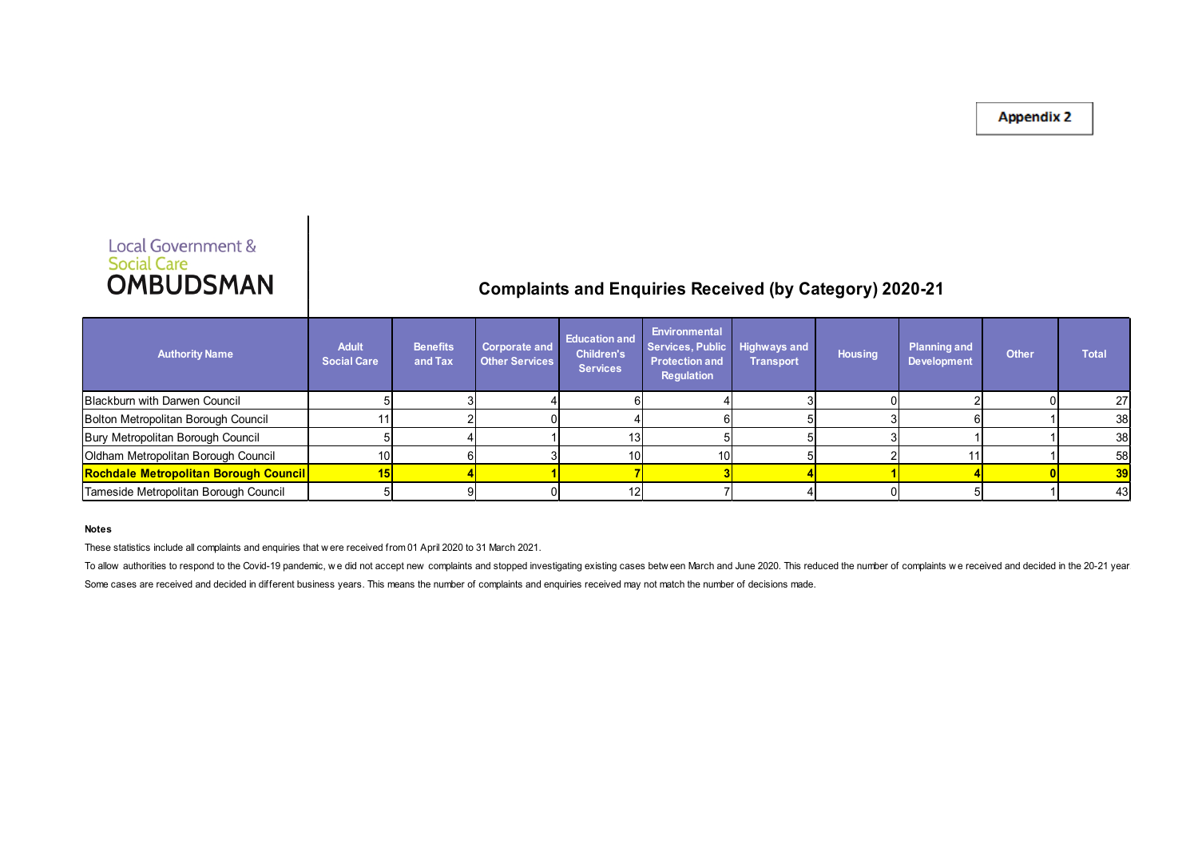Appendix 2

Local Government & Social Care **OMBUDSMAN**

## Complaints and Enquiries Received (by Category) 2020-21

| Authority Name | Adult Social Care | Benefits and Tax | Corporate and Other Services | Education and Children's Services | Environmental Services, Public Protection and Regulation | Highways and Transport | Housing | Planning and Development | Other | Total |
|---|---|---|---|---|---|---|---|---|---|---|
| Blackburn with Darwen Council | 5 | 3 | 4 | 6 | 4 | 3 | 0 | 2 | 0 | 27 |
| Bolton Metropolitan Borough Council | 11 | 2 | 0 | 4 | 6 | 5 | 3 | 6 | 1 | 38 |
| Bury Metropolitan Borough Council | 5 | 4 | 1 | 13 | 5 | 5 | 3 | 1 | 1 | 38 |
| Oldham Metropolitan Borough Council | 10 | 6 | 3 | 10 | 10 | 5 | 2 | 11 | 1 | 58 |
| **Rochdale Metropolitan Borough Council** | **15** | **4** | **1** | **7** | **3** | **4** | **1** | **4** | **0** | **39** |
| Tameside Metropolitan Borough Council | 5 | 9 | 0 | 12 | 7 | 4 | 0 | 5 | 1 | 43 |

**Notes**

These statistics include all complaints and enquiries that were received from 01 April 2020 to 31 March 2021.

To allow authorities to respond to the Covid-19 pandemic, we did not accept new complaints and stopped investigating existing cases between March and June 2020. This reduced the number of complaints we received and decided in the 20-21 year

Some cases are received and decided in different business years. This means the number of complaints and enquiries received may not match the number of decisions made.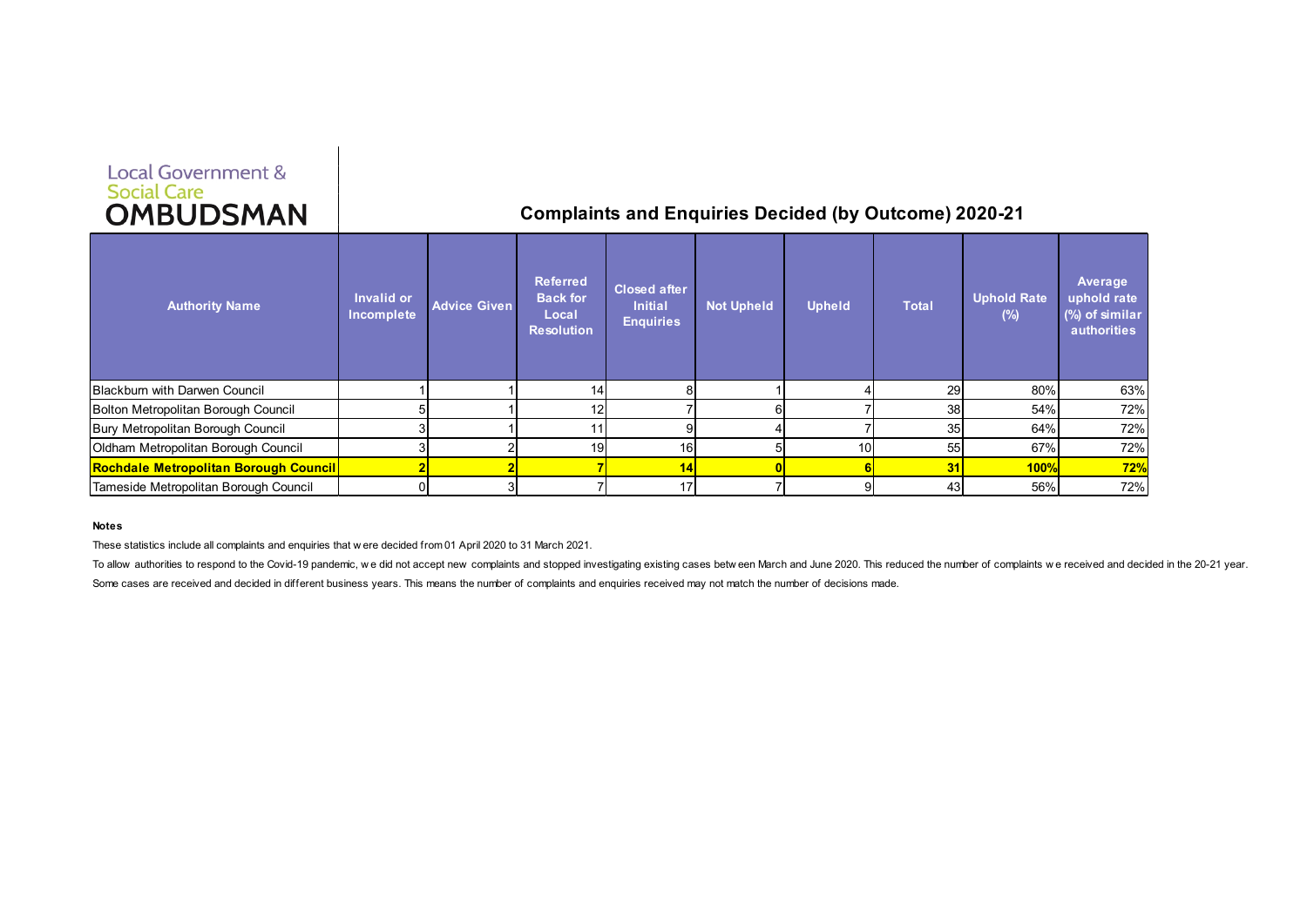Local Government & Social Care
OMBUDSMAN

## Complaints and Enquiries Decided (by Outcome) 2020-21

| Authority Name | Invalid or Incomplete | Advice Given | Referred Back for Local Resolution | Closed after Initial Enquiries | Not Upheld | Upheld | Total | Uphold Rate (%) | Average uphold rate (%) of similar authorities |
|---|---|---|---|---|---|---|---|---|---|
| Blackburn with Darwen Council | 1 | 1 | 14 | 8 | 1 | 4 | 29 | 80% | 63% |
| Bolton Metropolitan Borough Council | 5 | 1 | 12 | 7 | 6 | 7 | 38 | 54% | 72% |
| Bury Metropolitan Borough Council | 3 | 1 | 11 | 9 | 4 | 7 | 35 | 64% | 72% |
| Oldham Metropolitan Borough Council | 3 | 2 | 19 | 16 | 5 | 10 | 55 | 67% | 72% |
| **Rochdale Metropolitan Borough Council** | **2** | **2** | **7** | **14** | **0** | **6** | **31** | **100%** | **72%** |
| Tameside Metropolitan Borough Council | 0 | 3 | 7 | 17 | 7 | 9 | 43 | 56% | 72% |

**Notes**

These statistics include all complaints and enquiries that were decided from 01 April 2020 to 31 March 2021.

To allow authorities to respond to the Covid-19 pandemic, we did not accept new complaints and stopped investigating existing cases between March and June 2020. This reduced the number of complaints we received and decided in the 20-21 year.

Some cases are received and decided in different business years. This means the number of complaints and enquiries received may not match the number of decisions made.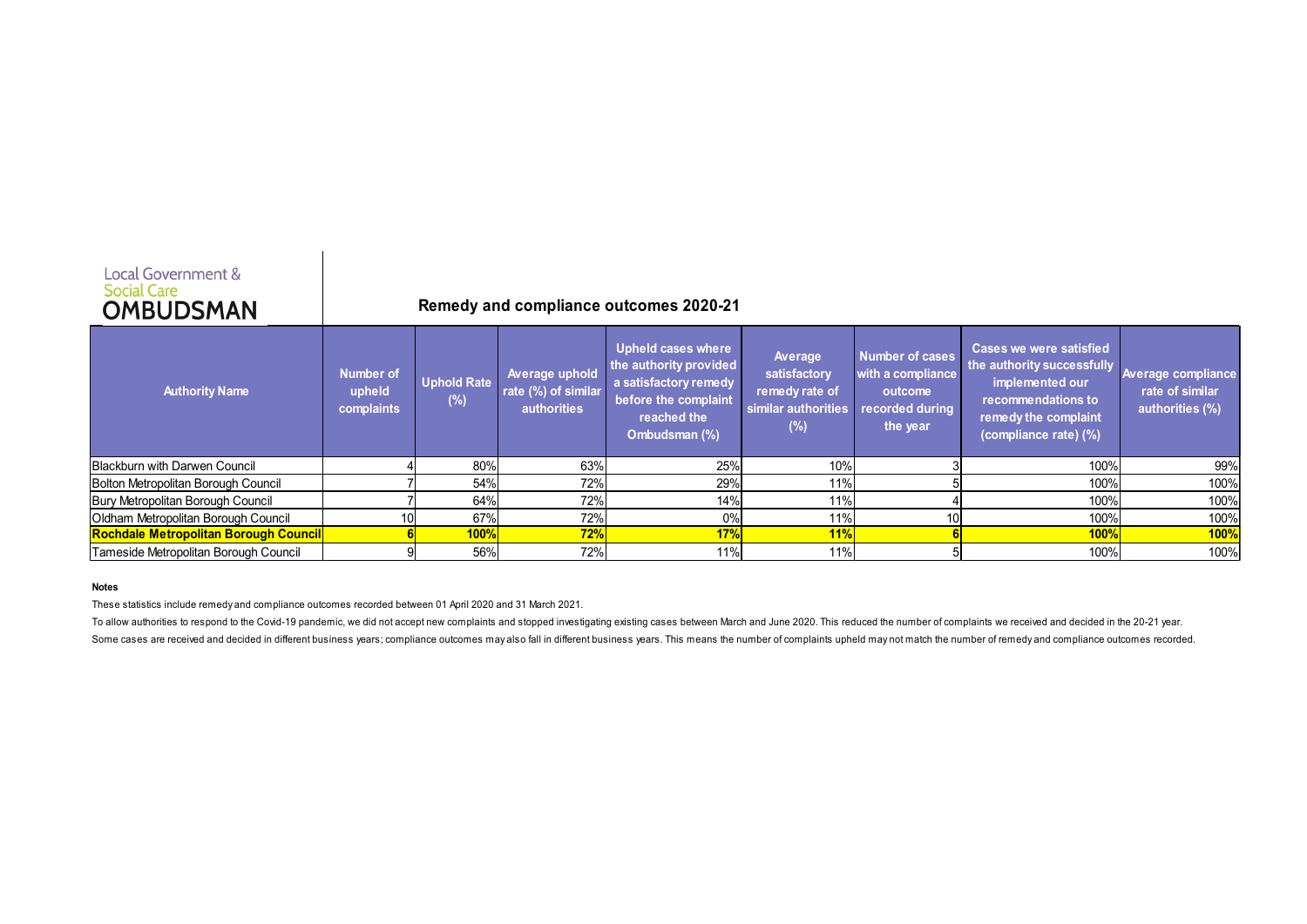Local Government & Social Care OMBUDSMAN

## Remedy and compliance outcomes 2020-21

| Authority Name | Number of upheld complaints | Uphold Rate (%) | Average uphold rate (%) of similar authorities | Upheld cases where the authority provided a satisfactory remedy before the complaint reached the Ombudsman (%) | Average satisfactory remedy rate of similar authorities (%) | Number of cases with a compliance outcome recorded during the year | Cases we were satisfied the authority successfully implemented our recommendations to remedy the complaint (compliance rate) (%) | Average compliance rate of similar authorities (%) |
|---|---|---|---|---|---|---|---|---|
| Blackburn with Darwen Council | 4 | 80% | 63% | 25% | 10% | 3 | 100% | 99% |
| Bolton Metropolitan Borough Council | 7 | 54% | 72% | 29% | 11% | 5 | 100% | 100% |
| Bury Metropolitan Borough Council | 7 | 64% | 72% | 14% | 11% | 4 | 100% | 100% |
| Oldham Metropolitan Borough Council | 10 | 67% | 72% | 0% | 11% | 10 | 100% | 100% |
| **Rochdale Metropolitan Borough Council** | **6** | **100%** | **72%** | **17%** | **11%** | **6** | **100%** | **100%** |
| Tameside Metropolitan Borough Council | 9 | 56% | 72% | 11% | 11% | 5 | 100% | 100% |

**Notes**

These statistics include remedy and compliance outcomes recorded between 01 April 2020 and 31 March 2021.

To allow authorities to respond to the Covid-19 pandemic, we did not accept new complaints and stopped investigating existing cases between March and June 2020. This reduced the number of complaints we received and decided in the 20-21 year.

Some cases are received and decided in different business years; compliance outcomes may also fall in different business years. This means the number of complaints upheld may not match the number of remedy and compliance outcomes recorded.